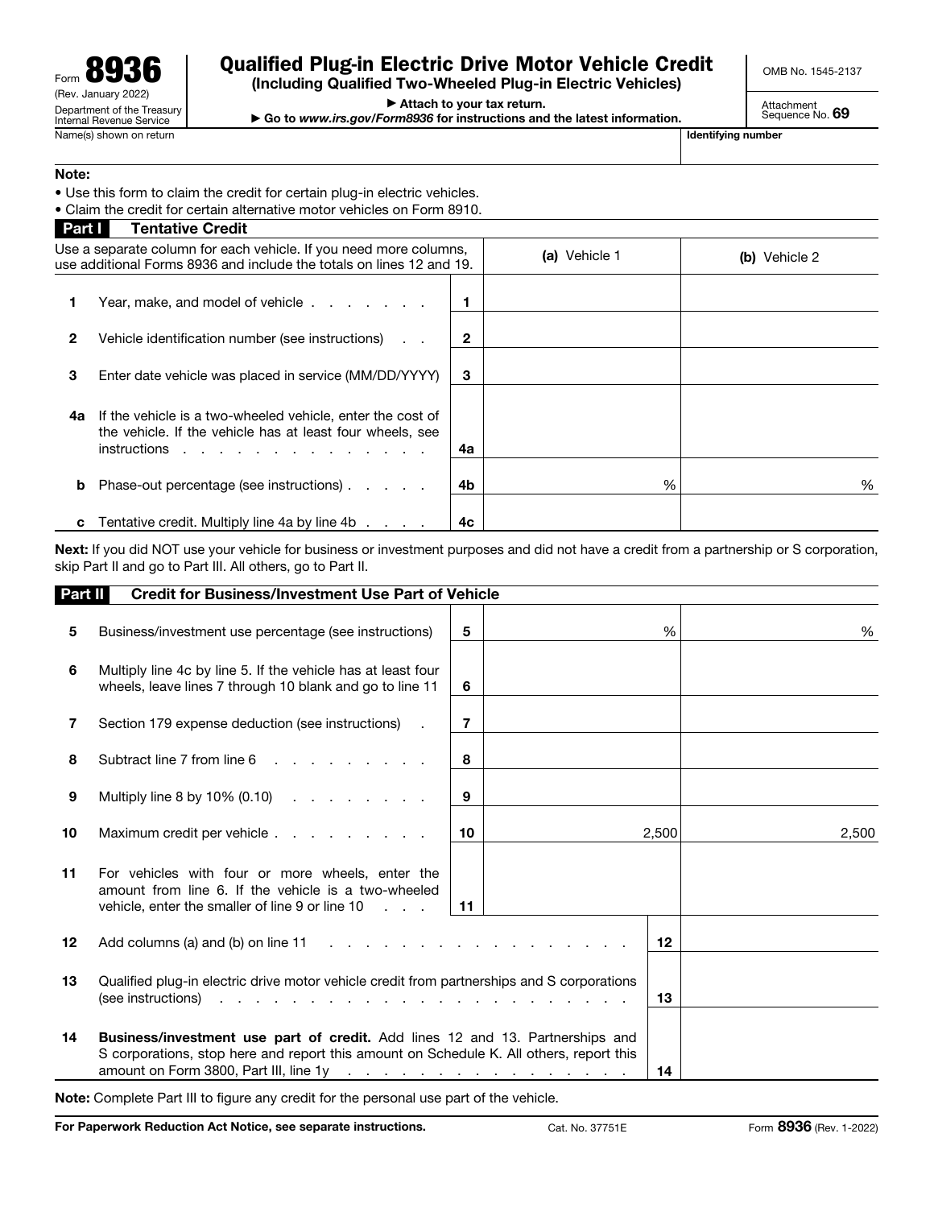Form **8936** (Rev. January 2022)
Department of the Treasury
Internal Revenue Service

# Qualified Plug-in Electric Drive Motor Vehicle Credit

**(Including Qualified Two-Wheeled Plug-in Electric Vehicles)**

▶ Attach to your tax return.
▶ Go to *www.irs.gov/Form8936* for instructions and the latest information.

OMB No. 1545-2137
Attachment Sequence No. **69**

Name(s) shown on return | Identifying number

**Note:**
- Use this form to claim the credit for certain plug-in electric vehicles.
- Claim the credit for certain alternative motor vehicles on Form 8910.

## Part I Tentative Credit

| Use a separate column for each vehicle. If you need more columns, use additional Forms 8936 and include the totals on lines 12 and 19. | | (a) Vehicle 1 | (b) Vehicle 2 |
|---|---|---|---|
| **1** Year, make, and model of vehicle . . . . . . . . | 1 | | |
| **2** Vehicle identification number (see instructions) . . | 2 | | |
| **3** Enter date vehicle was placed in service (MM/DD/YYYY) | 3 | | |
| **4a** If the vehicle is a two-wheeled vehicle, enter the cost of the vehicle. If the vehicle has at least four wheels, see instructions . . . . . . . . . . . . . . . . | 4a | | |
| **b** Phase-out percentage (see instructions) . . . . . | 4b | % | % |
| **c** Tentative credit. Multiply line 4a by line 4b . . . . | 4c | | |

**Next:** If you did NOT use your vehicle for business or investment purposes and did not have a credit from a partnership or S corporation, skip Part II and go to Part III. All others, go to Part II.

## Part II Credit for Business/Investment Use Part of Vehicle

| | | | |
|---|---|---|---|
| **5** Business/investment use percentage (see instructions) | 5 | % | % |
| **6** Multiply line 4c by line 5. If the vehicle has at least four wheels, leave lines 7 through 10 blank and go to line 11 | 6 | | |
| **7** Section 179 expense deduction (see instructions) . | 7 | | |
| **8** Subtract line 7 from line 6 . . . . . . . . . . | 8 | | |
| **9** Multiply line 8 by 10% (0.10) . . . . . . . . . | 9 | | |
| **10** Maximum credit per vehicle . . . . . . . . . . | 10 | 2,500 | 2,500 |
| **11** For vehicles with four or more wheels, enter the amount from line 6. If the vehicle is a two-wheeled vehicle, enter the smaller of line 9 or line 10 . . . | 11 | | |

| | | |
|---|---|---|
| **12** Add columns (a) and (b) on line 11 . . . . . . . . . . . . . . . . . . . . . . | 12 | |
| **13** Qualified plug-in electric drive motor vehicle credit from partnerships and S corporations (see instructions) . . . . . . . . . . . . . . . . . . . . . . . . . . | 13 | |
| **14** **Business/investment use part of credit.** Add lines 12 and 13. Partnerships and S corporations, stop here and report this amount on Schedule K. All others, report this amount on Form 3800, Part III, line 1y . . . . . . . . . . . . . . . . . . | 14 | |

**Note:** Complete Part III to figure any credit for the personal use part of the vehicle.

**For Paperwork Reduction Act Notice, see separate instructions.** Cat. No. 37751E Form **8936** (Rev. 1-2022)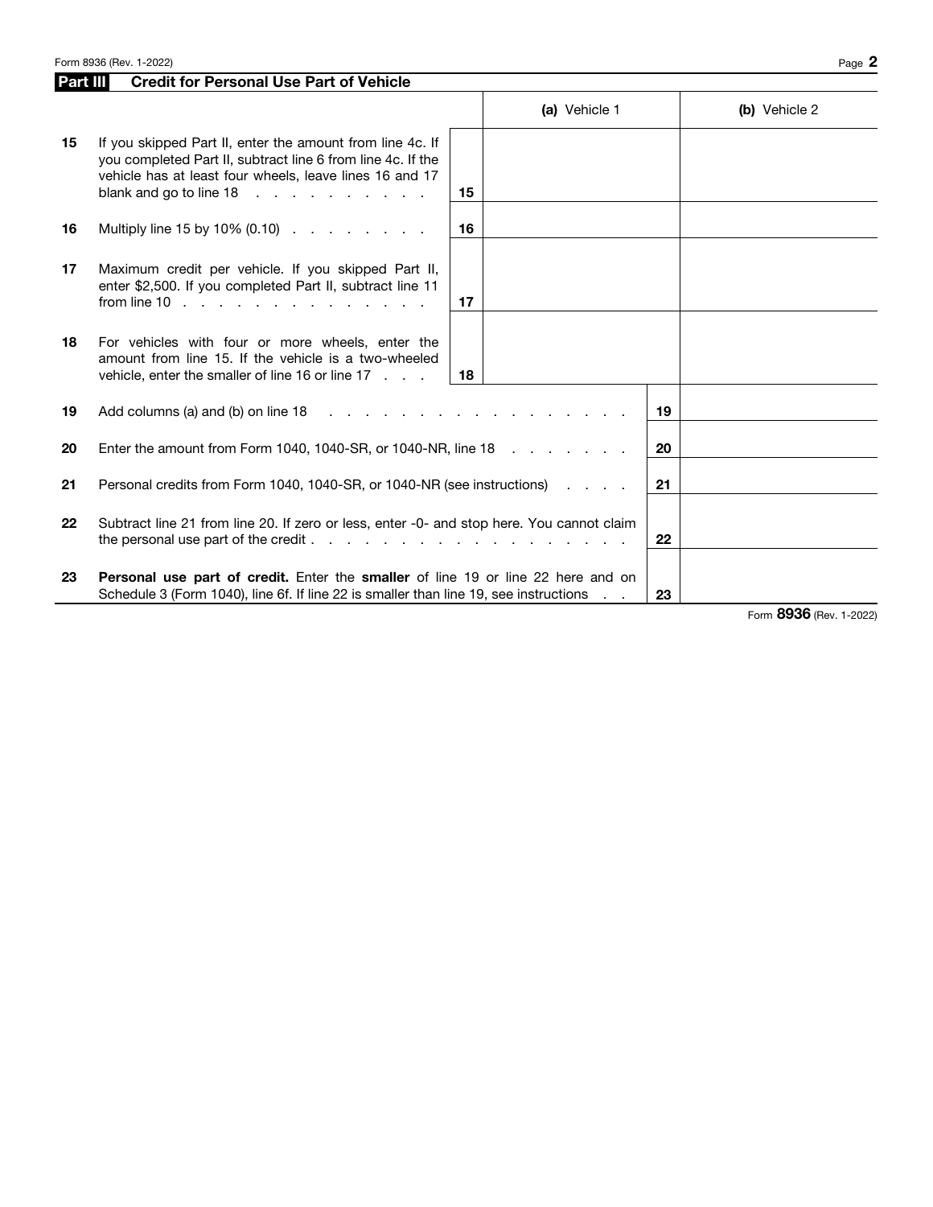## Part III Credit for Personal Use Part of Vehicle

| | | | (a) Vehicle 1 | (b) Vehicle 2 |
|---|---|---|---|---|
| 15 | If you skipped Part II, enter the amount from line 4c. If you completed Part II, subtract line 6 from line 4c. If the vehicle has at least four wheels, leave lines 16 and 17 blank and go to line 18 | 15 | | |
| 16 | Multiply line 15 by 10% (0.10) | 16 | | |
| 17 | Maximum credit per vehicle. If you skipped Part II, enter $2,500. If you completed Part II, subtract line 11 from line 10 | 17 | | |
| 18 | For vehicles with four or more wheels, enter the amount from line 15. If the vehicle is a two-wheeled vehicle, enter the smaller of line 16 or line 17 | 18 | | |

| | | | |
|---|---|---|---|
| 19 | Add columns (a) and (b) on line 18 | 19 | |
| 20 | Enter the amount from Form 1040, 1040-SR, or 1040-NR, line 18 | 20 | |
| 21 | Personal credits from Form 1040, 1040-SR, or 1040-NR (see instructions) | 21 | |
| 22 | Subtract line 21 from line 20. If zero or less, enter -0- and stop here. You cannot claim the personal use part of the credit | 22 | |
| 23 | **Personal use part of credit.** Enter the **smaller** of line 19 or line 22 here and on Schedule 3 (Form 1040), line 6f. If line 22 is smaller than line 19, see instructions | 23 | |

Form **8936** (Rev. 1-2022)